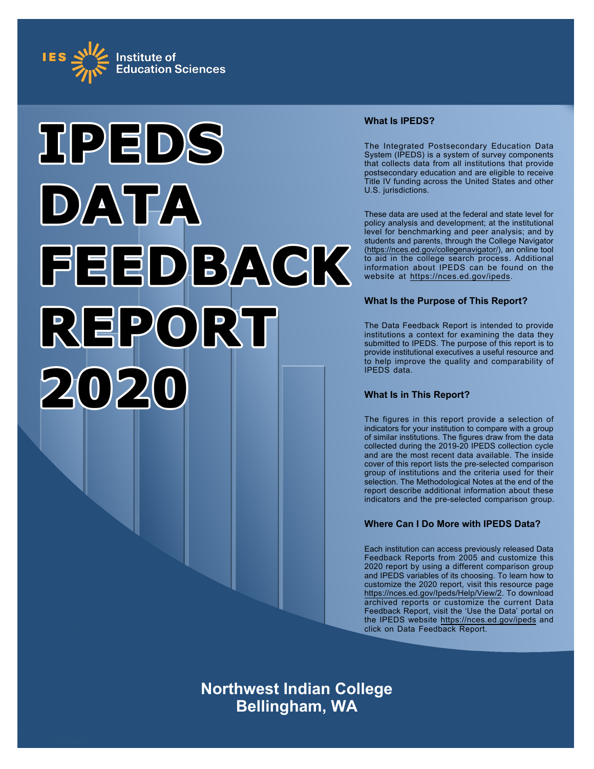IES Institute of Education Sciences

# IPEDS DATA FEEDBACK REPORT 2020

### What Is IPEDS?

The Integrated Postsecondary Education Data System (IPEDS) is a system of survey components that collects data from all institutions that provide postsecondary education and are eligible to receive Title IV funding across the United States and other U.S. jurisdictions.

These data are used at the federal and state level for policy analysis and development; at the institutional level for benchmarking and peer analysis; and by students and parents, through the College Navigator (https://nces.ed.gov/collegenavigator/), an online tool to aid in the college search process. Additional information about IPEDS can be found on the website at https://nces.ed.gov/ipeds.

### What Is the Purpose of This Report?

The Data Feedback Report is intended to provide institutions a context for examining the data they submitted to IPEDS. The purpose of this report is to provide institutional executives a useful resource and to help improve the quality and comparability of IPEDS data.

### What Is in This Report?

The figures in this report provide a selection of indicators for your institution to compare with a group of similar institutions. The figures draw from the data collected during the 2019-20 IPEDS collection cycle and are the most recent data available. The inside cover of this report lists the pre-selected comparison group of institutions and the criteria used for their selection. The Methodological Notes at the end of the report describe additional information about these indicators and the pre-selected comparison group.

### Where Can I Do More with IPEDS Data?

Each institution can access previously released Data Feedback Reports from 2005 and customize this 2020 report by using a different comparison group and IPEDS variables of its choosing. To learn how to customize the 2020 report, visit this resource page https://nces.ed.gov/Ipeds/Help/View/2. To download archived reports or customize the current Data Feedback Report, visit the 'Use the Data' portal on the IPEDS website https://nces.ed.gov/ipeds and click on Data Feedback Report.

**Northwest Indian College**
**Bellingham, WA**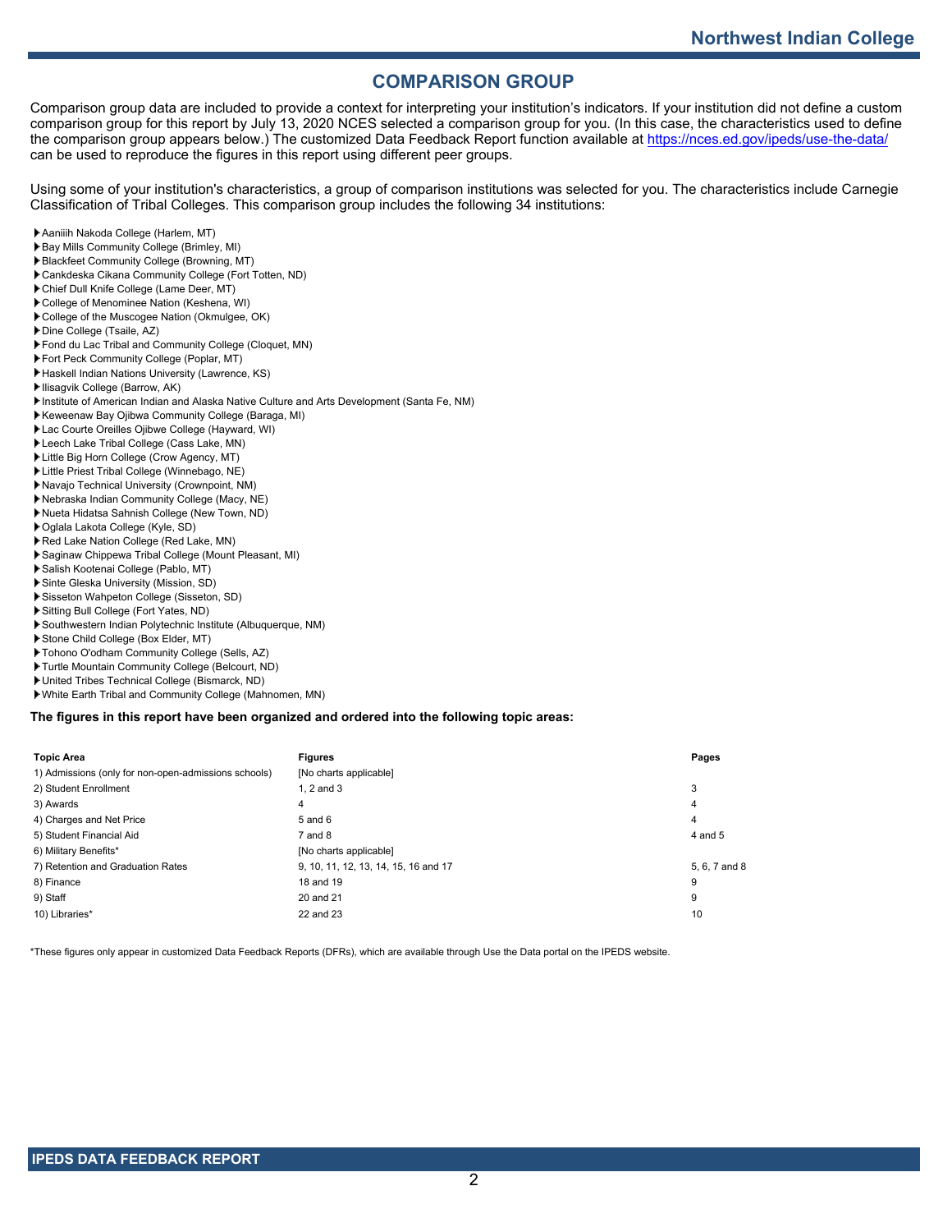# COMPARISON GROUP

Comparison group data are included to provide a context for interpreting your institution's indicators. If your institution did not define a custom comparison group for this report by July 13, 2020 NCES selected a comparison group for you. (In this case, the characteristics used to define the comparison group appears below.) The customized Data Feedback Report function available at https://nces.ed.gov/ipeds/use-the-data/ can be used to reproduce the figures in this report using different peer groups.

Using some of your institution's characteristics, a group of comparison institutions was selected for you. The characteristics include Carnegie Classification of Tribal Colleges. This comparison group includes the following 34 institutions:

- Aaniiih Nakoda College (Harlem, MT)
- Bay Mills Community College (Brimley, MI)
- Blackfeet Community College (Browning, MT)
- Cankdeska Cikana Community College (Fort Totten, ND)
- Chief Dull Knife College (Lame Deer, MT)
- College of Menominee Nation (Keshena, WI)
- College of the Muscogee Nation (Okmulgee, OK)
- Dine College (Tsaile, AZ)
- Fond du Lac Tribal and Community College (Cloquet, MN)
- Fort Peck Community College (Poplar, MT)
- Haskell Indian Nations University (Lawrence, KS)
- Ilisagvik College (Barrow, AK)
- Institute of American Indian and Alaska Native Culture and Arts Development (Santa Fe, NM)
- Keweenaw Bay Ojibwa Community College (Baraga, MI)
- Lac Courte Oreilles Ojibwe College (Hayward, WI)
- Leech Lake Tribal College (Cass Lake, MN)
- Little Big Horn College (Crow Agency, MT)
- Little Priest Tribal College (Winnebago, NE)
- Navajo Technical University (Crownpoint, NM)
- Nebraska Indian Community College (Macy, NE)
- Nueta Hidatsa Sahnish College (New Town, ND)
- Oglala Lakota College (Kyle, SD)
- Red Lake Nation College (Red Lake, MN)
- Saginaw Chippewa Tribal College (Mount Pleasant, MI)
- Salish Kootenai College (Pablo, MT)
- Sinte Gleska University (Mission, SD)
- Sisseton Wahpeton College (Sisseton, SD)
- Sitting Bull College (Fort Yates, ND)
- Southwestern Indian Polytechnic Institute (Albuquerque, NM)
- Stone Child College (Box Elder, MT)
- Tohono O'odham Community College (Sells, AZ)
- Turtle Mountain Community College (Belcourt, ND)
- United Tribes Technical College (Bismarck, ND)
- White Earth Tribal and Community College (Mahnomen, MN)

**The figures in this report have been organized and ordered into the following topic areas:**

| Topic Area | Figures | Pages |
|---|---|---|
| 1) Admissions (only for non-open-admissions schools) | [No charts applicable] | |
| 2) Student Enrollment | 1, 2 and 3 | 3 |
| 3) Awards | 4 | 4 |
| 4) Charges and Net Price | 5 and 6 | 4 |
| 5) Student Financial Aid | 7 and 8 | 4 and 5 |
| 6) Military Benefits* | [No charts applicable] | |
| 7) Retention and Graduation Rates | 9, 10, 11, 12, 13, 14, 15, 16 and 17 | 5, 6, 7 and 8 |
| 8) Finance | 18 and 19 | 9 |
| 9) Staff | 20 and 21 | 9 |
| 10) Libraries* | 22 and 23 | 10 |

*These figures only appear in customized Data Feedback Reports (DFRs), which are available through Use the Data portal on the IPEDS website.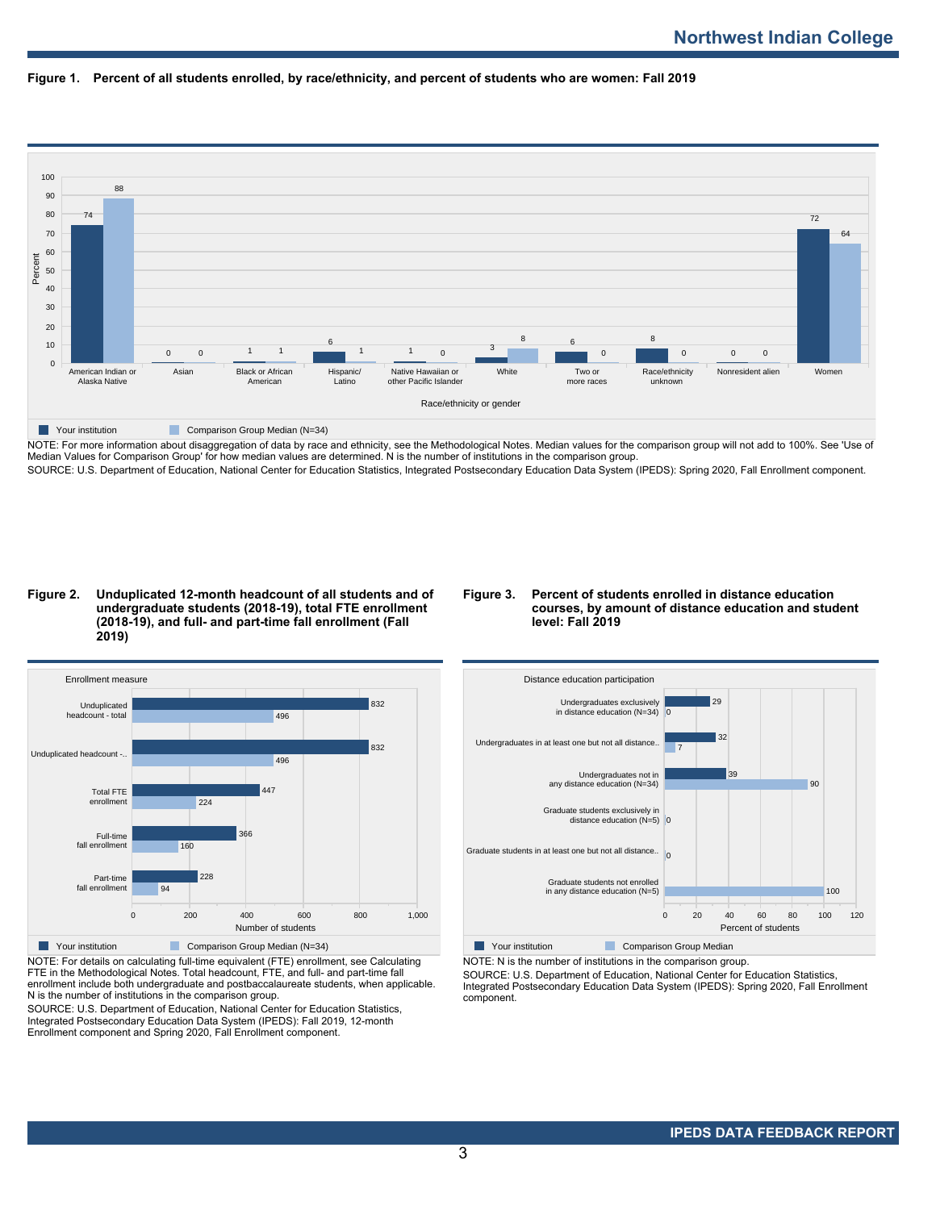# Northwest Indian College

**Figure 1. Percent of all students enrolled, by race/ethnicity, and percent of students who are women: Fall 2019**

| Race/ethnicity or gender | Your institution | Comparison Group Median (N=34) |
|---|---|---|
| American Indian or Alaska Native | 74 | 88 |
| Asian | 0 | 0 |
| Black or African American | 1 | 1 |
| Hispanic/ Latino | 6 | 1 |
| Native Hawaiian or other Pacific Islander | 1 | 0 |
| White | 3 | 8 |
| Two or more races | 6 | 0 |
| Race/ethnicity unknown | 8 | 0 |
| Nonresident alien | 0 | 0 |
| Women | 72 | 64 |

NOTE: For more information about disaggregation of data by race and ethnicity, see the Methodological Notes. Median values for the comparison group will not add to 100%. See 'Use of Median Values for Comparison Group' for how median values are determined. N is the number of institutions in the comparison group.
SOURCE: U.S. Department of Education, National Center for Education Statistics, Integrated Postsecondary Education Data System (IPEDS): Spring 2020, Fall Enrollment component.

**Figure 2. Unduplicated 12-month headcount of all students and of undergraduate students (2018-19), total FTE enrollment (2018-19), and full- and part-time fall enrollment (Fall 2019)**

| Enrollment measure | Your institution | Comparison Group Median (N=34) |
|---|---|---|
| Unduplicated headcount - total | 832 | 496 |
| Unduplicated headcount -.. | 832 | 496 |
| Total FTE enrollment | 447 | 224 |
| Full-time fall enrollment | 366 | 160 |
| Part-time fall enrollment | 228 | 94 |

NOTE: For details on calculating full-time equivalent (FTE) enrollment, see Calculating FTE in the Methodological Notes. Total headcount, FTE, and full- and part-time fall enrollment include both undergraduate and postbaccalaureate students, when applicable. N is the number of institutions in the comparison group.
SOURCE: U.S. Department of Education, National Center for Education Statistics, Integrated Postsecondary Education Data System (IPEDS): Fall 2019, 12-month Enrollment component and Spring 2020, Fall Enrollment component.

**Figure 3. Percent of students enrolled in distance education courses, by amount of distance education and student level: Fall 2019**

| Distance education participation | Your institution | Comparison Group Median |
|---|---|---|
| Undergraduates exclusively in distance education (N=34) | 29 | 0 |
| Undergraduates in at least one but not all distance.. | 32 | 7 |
| Undergraduates not in any distance education (N=34) | 39 | 90 |
| Graduate students exclusively in distance education (N=5) | | 0 |
| Graduate students in at least one but not all distance.. | | 0 |
| Graduate students not enrolled in any distance education (N=5) | | 100 |

NOTE: N is the number of institutions in the comparison group.
SOURCE: U.S. Department of Education, National Center for Education Statistics, Integrated Postsecondary Education Data System (IPEDS): Spring 2020, Fall Enrollment component.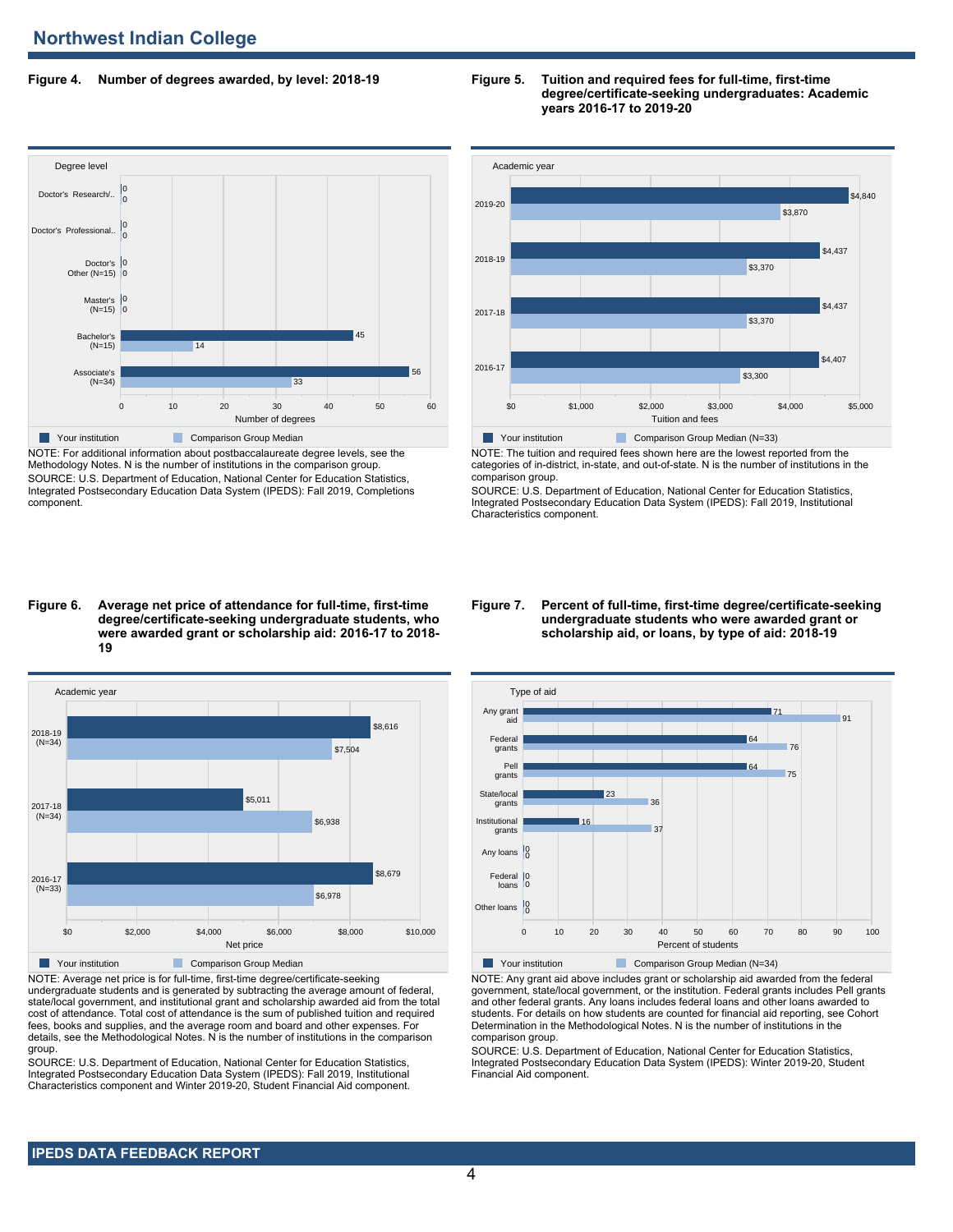## Northwest Indian College

**Figure 4. Number of degrees awarded, by level: 2018-19**

| Degree level | Your institution | Comparison Group Median |
|---|---|---|
| Doctor's Research/.. | 0 | 0 |
| Doctor's Professional.. | 0 | 0 |
| Doctor's Other (N=15) | 0 | 0 |
| Master's (N=15) | 0 | 0 |
| Bachelor's (N=15) | 45 | 14 |
| Associate's (N=34) | 56 | 33 |

NOTE: For additional information about postbaccalaureate degree levels, see the Methodology Notes. N is the number of institutions in the comparison group.
SOURCE: U.S. Department of Education, National Center for Education Statistics, Integrated Postsecondary Education Data System (IPEDS): Fall 2019, Completions component.

**Figure 5. Tuition and required fees for full-time, first-time degree/certificate-seeking undergraduates: Academic years 2016-17 to 2019-20**

| Academic year | Your institution | Comparison Group Median (N=33) |
|---|---|---|
| 2019-20 | $4,840 | $3,870 |
| 2018-19 | $4,437 | $3,370 |
| 2017-18 | $4,437 | $3,370 |
| 2016-17 | $4,407 | $3,300 |

NOTE: The tuition and required fees shown here are the lowest reported from the categories of in-district, in-state, and out-of-state. N is the number of institutions in the comparison group.
SOURCE: U.S. Department of Education, National Center for Education Statistics, Integrated Postsecondary Education Data System (IPEDS): Fall 2019, Institutional Characteristics component.

**Figure 6. Average net price of attendance for full-time, first-time degree/certificate-seeking undergraduate students, who were awarded grant or scholarship aid: 2016-17 to 2018-19**

| Academic year | Your institution | Comparison Group Median |
|---|---|---|
| 2018-19 (N=34) | $8,616 | $7,504 |
| 2017-18 (N=34) | $5,011 | $6,938 |
| 2016-17 (N=33) | $8,679 | $6,978 |

NOTE: Average net price is for full-time, first-time degree/certificate-seeking undergraduate students and is generated by subtracting the average amount of federal, state/local government, and institutional grant and scholarship awarded aid from the total cost of attendance. Total cost of attendance is the sum of published tuition and required fees, books and supplies, and the average room and board and other expenses. For details, see the Methodological Notes. N is the number of institutions in the comparison group.
SOURCE: U.S. Department of Education, National Center for Education Statistics, Integrated Postsecondary Education Data System (IPEDS): Fall 2019, Institutional Characteristics component and Winter 2019-20, Student Financial Aid component.

**Figure 7. Percent of full-time, first-time degree/certificate-seeking undergraduate students who were awarded grant or scholarship aid, or loans, by type of aid: 2018-19**

| Type of aid | Your institution | Comparison Group Median (N=34) |
|---|---|---|
| Any grant aid | 71 | 91 |
| Federal grants | 64 | 76 |
| Pell grants | 64 | 75 |
| State/local grants | 23 | 36 |
| Institutional grants | 16 | 37 |
| Any loans | 0 | 0 |
| Federal loans | 0 | 0 |
| Other loans | 0 | 0 |

NOTE: Any grant aid above includes grant or scholarship aid awarded from the federal government, state/local government, or the institution. Federal grants includes Pell grants and other federal grants. Any loans includes federal loans and other loans awarded to students. For details on how students are counted for financial aid reporting, see Cohort Determination in the Methodological Notes. N is the number of institutions in the comparison group.
SOURCE: U.S. Department of Education, National Center for Education Statistics, Integrated Postsecondary Education Data System (IPEDS): Winter 2019-20, Student Financial Aid component.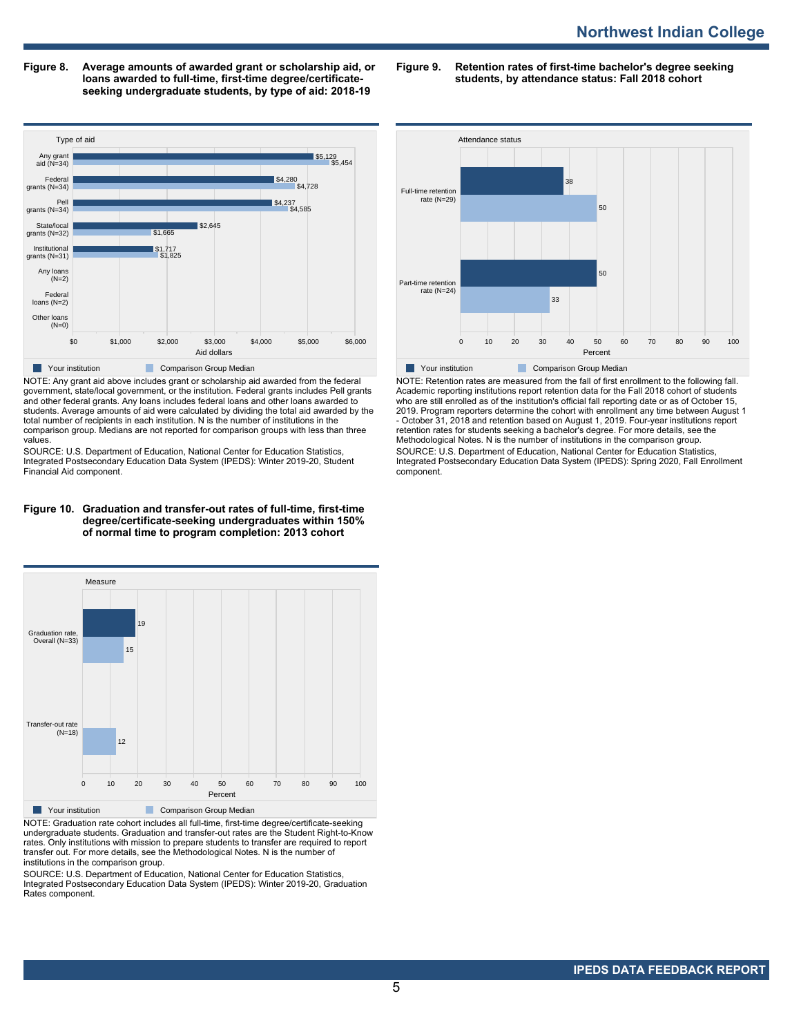**Figure 8. Average amounts of awarded grant or scholarship aid, or loans awarded to full-time, first-time degree/certificate-seeking undergraduate students, by type of aid: 2018-19**

| Type of aid | Your institution | Comparison Group Median |
|---|---|---|
| Any grant aid (N=34) | $5,129 | $5,454 |
| Federal grants (N=34) | $4,280 | $4,728 |
| Pell grants (N=34) | $4,237 | $4,585 |
| State/local grants (N=32) | $2,645 | $1,665 |
| Institutional grants (N=31) | $1,717 | $1,825 |
| Any loans (N=2) | | |
| Federal loans (N=2) | | |
| Other loans (N=0) | | |

NOTE: Any grant aid above includes grant or scholarship aid awarded from the federal government, state/local government, or the institution. Federal grants includes Pell grants and other federal grants. Any loans includes federal loans and other loans awarded to students. Average amounts of aid were calculated by dividing the total aid awarded by the total number of recipients in each institution. N is the number of institutions in the comparison group. Medians are not reported for comparison groups with less than three values.

SOURCE: U.S. Department of Education, National Center for Education Statistics, Integrated Postsecondary Education Data System (IPEDS): Winter 2019-20, Student Financial Aid component.

**Figure 9. Retention rates of first-time bachelor's degree seeking students, by attendance status: Fall 2018 cohort**

| Attendance status | Your institution | Comparison Group Median |
|---|---|---|
| Full-time retention rate (N=29) | 38 | 50 |
| Part-time retention rate (N=24) | 50 | 33 |

NOTE: Retention rates are measured from the fall of first enrollment to the following fall. Academic reporting institutions report retention data for the Fall 2018 cohort of students who are still enrolled as of the institution's official fall reporting date or as of October 15, 2019. Program reporters determine the cohort with enrollment any time between August 1 - October 31, 2018 and retention based on August 1, 2019. Four-year institutions report retention rates for students seeking a bachelor's degree. For more details, see the Methodological Notes. N is the number of institutions in the comparison group.

SOURCE: U.S. Department of Education, National Center for Education Statistics, Integrated Postsecondary Education Data System (IPEDS): Spring 2020, Fall Enrollment component.

**Figure 10. Graduation and transfer-out rates of full-time, first-time degree/certificate-seeking undergraduates within 150% of normal time to program completion: 2013 cohort**

| Measure | Your institution | Comparison Group Median |
|---|---|---|
| Graduation rate, Overall (N=33) | 19 | 15 |
| Transfer-out rate (N=18) | | 12 |

NOTE: Graduation rate cohort includes all full-time, first-time degree/certificate-seeking undergraduate students. Graduation and transfer-out rates are the Student Right-to-Know rates. Only institutions with mission to prepare students to transfer are required to report transfer out. For more details, see the Methodological Notes. N is the number of institutions in the comparison group.

SOURCE: U.S. Department of Education, National Center for Education Statistics, Integrated Postsecondary Education Data System (IPEDS): Winter 2019-20, Graduation Rates component.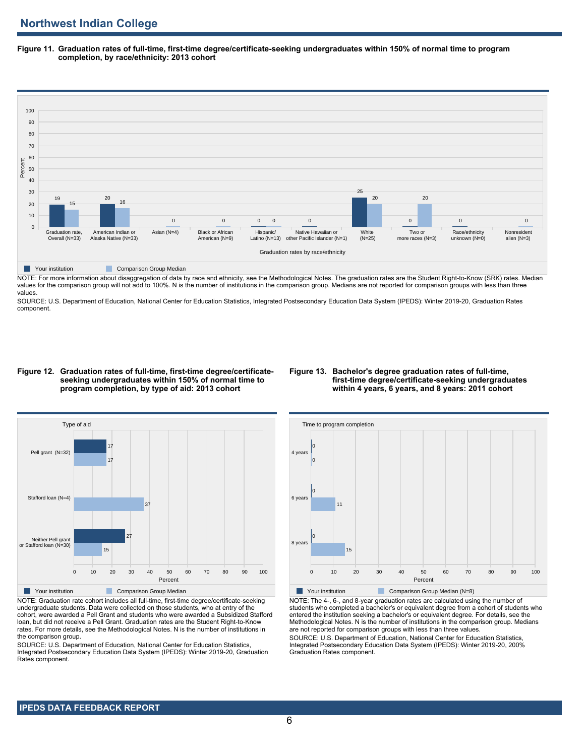## Northwest Indian College

**Figure 11. Graduation rates of full-time, first-time degree/certificate-seeking undergraduates within 150% of normal time to program completion, by race/ethnicity: 2013 cohort**

| Graduation rates by race/ethnicity | Your institution | Comparison Group Median |
|---|---|---|
| Graduation rate, Overall (N=33) | 19 | 15 |
| American Indian or Alaska Native (N=33) | 20 | 16 |
| Asian (N=4) | | 0 |
| Black or African American (N=9) | | 0 |
| Hispanic/ Latino (N=13) | 0 | 0 |
| Native Hawaiian or other Pacific Islander (N=1) | 0 | |
| White (N=25) | 25 | 20 |
| Two or more races (N=3) | 0 | 20 |
| Race/ethnicity unknown (N=0) | 0 | |
| Nonresident alien (N=3) | | 0 |

NOTE: For more information about disaggregation of data by race and ethnicity, see the Methodological Notes. The graduation rates are the Student Right-to-Know (SRK) rates. Median values for the comparison group will not add to 100%. N is the number of institutions in the comparison group. Medians are not reported for comparison groups with less than three values.

SOURCE: U.S. Department of Education, National Center for Education Statistics, Integrated Postsecondary Education Data System (IPEDS): Winter 2019-20, Graduation Rates component.

**Figure 12. Graduation rates of full-time, first-time degree/certificate-seeking undergraduates within 150% of normal time to program completion, by type of aid: 2013 cohort**

| Type of aid | Your institution | Comparison Group Median |
|---|---|---|
| Pell grant (N=32) | 17 | 17 |
| Stafford loan (N=4) | | 37 |
| Neither Pell grant or Stafford loan (N=30) | 27 | 15 |

NOTE: Graduation rate cohort includes all full-time, first-time degree/certificate-seeking undergraduate students. Data were collected on those students, who at entry of the cohort, were awarded a Pell Grant and students who were awarded a Subsidized Stafford loan, but did not receive a Pell Grant. Graduation rates are the Student Right-to-Know rates. For more details, see the Methodological Notes. N is the number of institutions in the comparison group.

SOURCE: U.S. Department of Education, National Center for Education Statistics, Integrated Postsecondary Education Data System (IPEDS): Winter 2019-20, Graduation Rates component.

**Figure 13. Bachelor's degree graduation rates of full-time, first-time degree/certificate-seeking undergraduates within 4 years, 6 years, and 8 years: 2011 cohort**

| Time to program completion | Your institution | Comparison Group Median (N=8) |
|---|---|---|
| 4 years | 0 | 0 |
| 6 years | 0 | 11 |
| 8 years | 0 | 15 |

NOTE: The 4-, 6-, and 8-year graduation rates are calculated using the number of students who completed a bachelor's or equivalent degree from a cohort of students who entered the institution seeking a bachelor's or equivalent degree. For details, see the Methodological Notes. N is the number of institutions in the comparison group. Medians are not reported for comparison groups with less than three values.

SOURCE: U.S. Department of Education, National Center for Education Statistics, Integrated Postsecondary Education Data System (IPEDS): Winter 2019-20, 200% Graduation Rates component.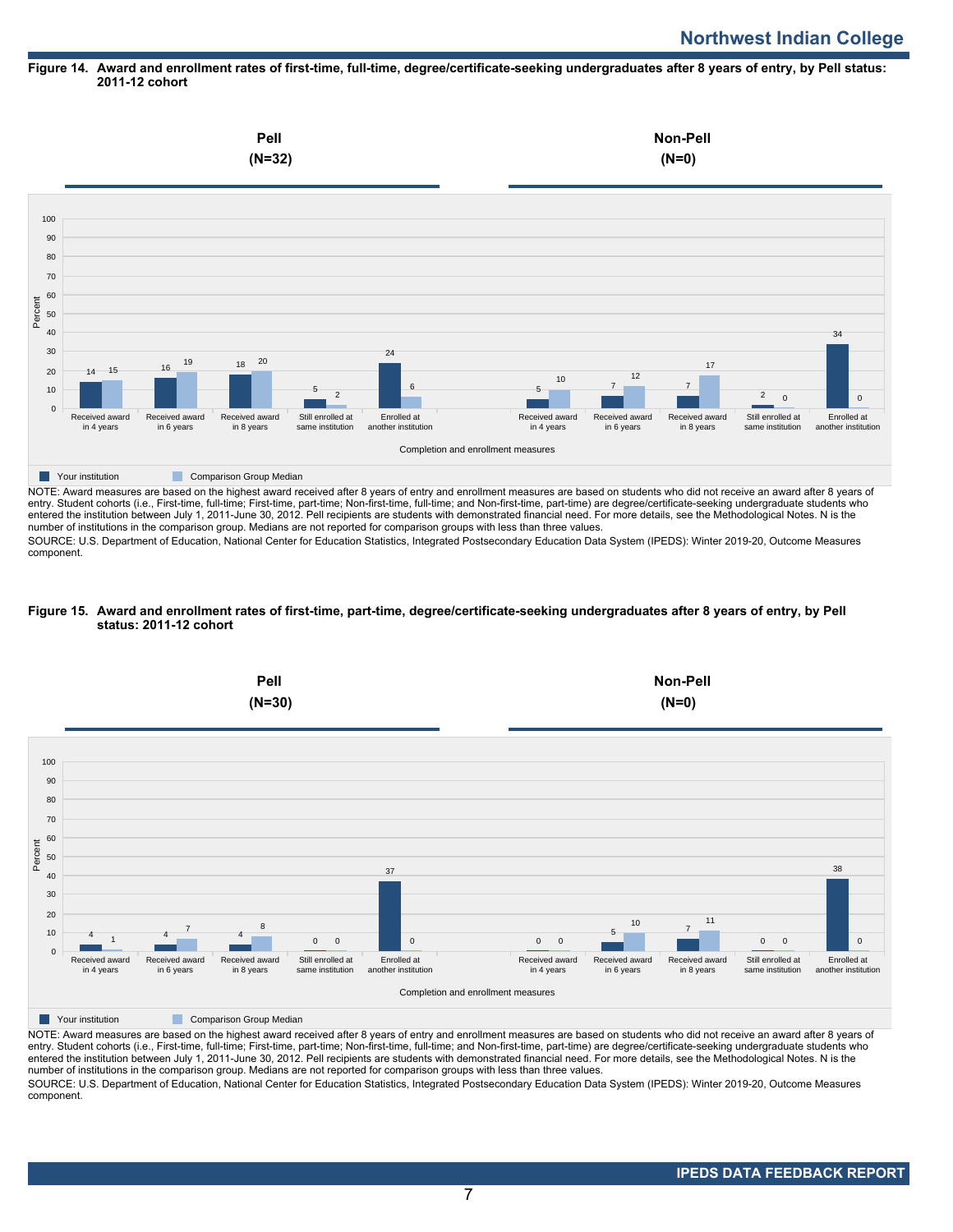**Figure 14. Award and enrollment rates of first-time, full-time, degree/certificate-seeking undergraduates after 8 years of entry, by Pell status: 2011-12 cohort**

**Pell (N=32)**

| Completion and enrollment measures | Your institution | Comparison Group Median |
|---|---|---|
| Received award in 4 years | 14 | 15 |
| Received award in 6 years | 16 | 19 |
| Received award in 8 years | 18 | 20 |
| Still enrolled at same institution | 5 | 2 |
| Enrolled at another institution | 24 | 6 |

**Non-Pell (N=0)**

| Completion and enrollment measures | Your institution | Comparison Group Median |
|---|---|---|
| Received award in 4 years | 5 | 10 |
| Received award in 6 years | 7 | 12 |
| Received award in 8 years | 7 | 17 |
| Still enrolled at same institution | 2 | 0 |
| Enrolled at another institution | 34 | 0 |

NOTE: Award measures are based on the highest award received after 8 years of entry and enrollment measures are based on students who did not receive an award after 8 years of entry. Student cohorts (i.e., First-time, full-time; First-time, part-time; Non-first-time, full-time; and Non-first-time, part-time) are degree/certificate-seeking undergraduate students who entered the institution between July 1, 2011-June 30, 2012. Pell recipients are students with demonstrated financial need. For more details, see the Methodological Notes. N is the number of institutions in the comparison group. Medians are not reported for comparison groups with less than three values.

SOURCE: U.S. Department of Education, National Center for Education Statistics, Integrated Postsecondary Education Data System (IPEDS): Winter 2019-20, Outcome Measures component.

**Figure 15. Award and enrollment rates of first-time, part-time, degree/certificate-seeking undergraduates after 8 years of entry, by Pell status: 2011-12 cohort**

**Pell (N=30)**

| Completion and enrollment measures | Your institution | Comparison Group Median |
|---|---|---|
| Received award in 4 years | 4 | 1 |
| Received award in 6 years | 4 | 7 |
| Received award in 8 years | 4 | 8 |
| Still enrolled at same institution | 0 | 0 |
| Enrolled at another institution | 37 | 0 |

**Non-Pell (N=0)**

| Completion and enrollment measures | Your institution | Comparison Group Median |
|---|---|---|
| Received award in 4 years | 0 | 0 |
| Received award in 6 years | 5 | 10 |
| Received award in 8 years | 7 | 11 |
| Still enrolled at same institution | 0 | 0 |
| Enrolled at another institution | 38 | 0 |

NOTE: Award measures are based on the highest award received after 8 years of entry and enrollment measures are based on students who did not receive an award after 8 years of entry. Student cohorts (i.e., First-time, full-time; First-time, part-time; Non-first-time, full-time; and Non-first-time, part-time) are degree/certificate-seeking undergraduate students who entered the institution between July 1, 2011-June 30, 2012. Pell recipients are students with demonstrated financial need. For more details, see the Methodological Notes. N is the number of institutions in the comparison group. Medians are not reported for comparison groups with less than three values.

SOURCE: U.S. Department of Education, National Center for Education Statistics, Integrated Postsecondary Education Data System (IPEDS): Winter 2019-20, Outcome Measures component.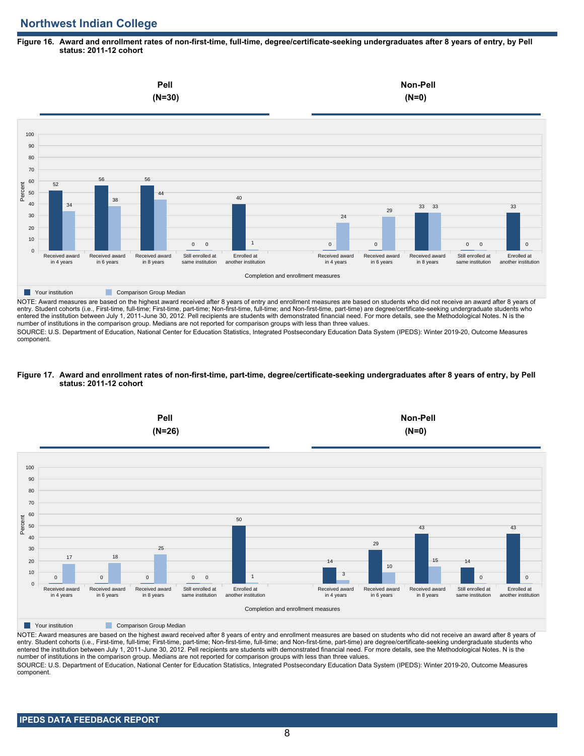## Northwest Indian College

**Figure 16. Award and enrollment rates of non-first-time, full-time, degree/certificate-seeking undergraduates after 8 years of entry, by Pell status: 2011-12 cohort**

| Completion and enrollment measures | Pell (N=30): Your institution | Pell (N=30): Comparison Group Median | Non-Pell (N=0): Your institution | Non-Pell (N=0): Comparison Group Median |
|---|---|---|---|---|
| Received award in 4 years | 52 | 34 | 0 | 24 |
| Received award in 6 years | 56 | 38 | 0 | 29 |
| Received award in 8 years | 56 | 44 | 33 | 33 |
| Still enrolled at same institution | 0 | 0 | 0 | 0 |
| Enrolled at another institution | 40 | 1 | 33 | 0 |

NOTE: Award measures are based on the highest award received after 8 years of entry and enrollment measures are based on students who did not receive an award after 8 years of entry. Student cohorts (i.e., First-time, full-time; First-time, part-time; Non-first-time, full-time; and Non-first-time, part-time) are degree/certificate-seeking undergraduate students who entered the institution between July 1, 2011-June 30, 2012. Pell recipients are students with demonstrated financial need. For more details, see the Methodological Notes. N is the number of institutions in the comparison group. Medians are not reported for comparison groups with less than three values.

SOURCE: U.S. Department of Education, National Center for Education Statistics, Integrated Postsecondary Education Data System (IPEDS): Winter 2019-20, Outcome Measures component.

**Figure 17. Award and enrollment rates of non-first-time, part-time, degree/certificate-seeking undergraduates after 8 years of entry, by Pell status: 2011-12 cohort**

| Completion and enrollment measures | Pell (N=26): Your institution | Pell (N=26): Comparison Group Median | Non-Pell (N=0): Your institution | Non-Pell (N=0): Comparison Group Median |
|---|---|---|---|---|
| Received award in 4 years | 0 | 17 | 14 | 3 |
| Received award in 6 years | 0 | 18 | 29 | 10 |
| Received award in 8 years | 0 | 25 | 43 | 15 |
| Still enrolled at same institution | 0 | 0 | 14 | 0 |
| Enrolled at another institution | 50 | 1 | 43 | 0 |

NOTE: Award measures are based on the highest award received after 8 years of entry and enrollment measures are based on students who did not receive an award after 8 years of entry. Student cohorts (i.e., First-time, full-time; First-time, part-time; Non-first-time, full-time; and Non-first-time, part-time) are degree/certificate-seeking undergraduate students who entered the institution between July 1, 2011-June 30, 2012. Pell recipients are students with demonstrated financial need. For more details, see the Methodological Notes. N is the number of institutions in the comparison group. Medians are not reported for comparison groups with less than three values.

SOURCE: U.S. Department of Education, National Center for Education Statistics, Integrated Postsecondary Education Data System (IPEDS): Winter 2019-20, Outcome Measures component.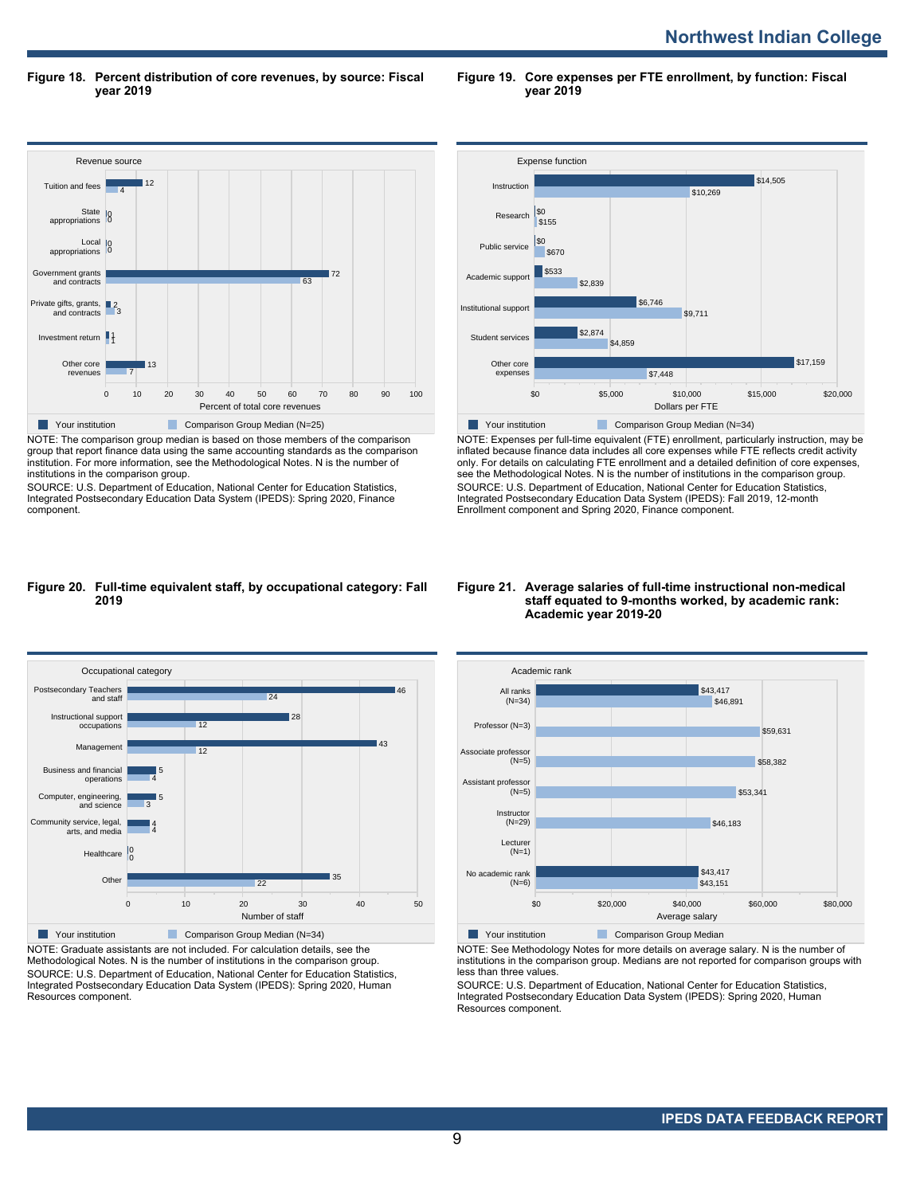## Figure 18. Percent distribution of core revenues, by source: Fiscal year 2019

| Revenue source | Your institution | Comparison Group Median (N=25) |
|---|---|---|
| Tuition and fees | 12 | 4 |
| State appropriations | 0 | 0 |
| Local appropriations | 0 | 0 |
| Government grants and contracts | 72 | 63 |
| Private gifts, grants, and contracts | 2 | 3 |
| Investment return | 1 | 1 |
| Other core revenues | 13 | 7 |

Percent of total core revenues

NOTE: The comparison group median is based on those members of the comparison group that report finance data using the same accounting standards as the comparison institution. For more information, see the Methodological Notes. N is the number of institutions in the comparison group.
SOURCE: U.S. Department of Education, National Center for Education Statistics, Integrated Postsecondary Education Data System (IPEDS): Spring 2020, Finance component.

## Figure 19. Core expenses per FTE enrollment, by function: Fiscal year 2019

| Expense function | Your institution | Comparison Group Median (N=34) |
|---|---|---|
| Instruction | $14,505 | $10,269 |
| Research | $0 | $155 |
| Public service | $0 | $670 |
| Academic support | $533 | $2,839 |
| Institutional support | $6,746 | $9,711 |
| Student services | $2,874 | $4,859 |
| Other core expenses | $17,159 | $7,448 |

Dollars per FTE

NOTE: Expenses per full-time equivalent (FTE) enrollment, particularly instruction, may be inflated because finance data includes all core expenses while FTE reflects credit activity only. For details on calculating FTE enrollment and a detailed definition of core expenses, see the Methodological Notes. N is the number of institutions in the comparison group.
SOURCE: U.S. Department of Education, National Center for Education Statistics, Integrated Postsecondary Education Data System (IPEDS): Fall 2019, 12-month Enrollment component and Spring 2020, Finance component.

## Figure 20. Full-time equivalent staff, by occupational category: Fall 2019

| Occupational category | Your institution | Comparison Group Median (N=34) |
|---|---|---|
| Postsecondary Teachers and staff | 46 | 24 |
| Instructional support occupations | 28 | 12 |
| Management | 43 | 12 |
| Business and financial operations | 5 | 4 |
| Computer, engineering, and science | 5 | 3 |
| Community service, legal, arts, and media | 4 | 4 |
| Healthcare | 0 | 0 |
| Other | 35 | 22 |

Number of staff

NOTE: Graduate assistants are not included. For calculation details, see the Methodological Notes. N is the number of institutions in the comparison group.
SOURCE: U.S. Department of Education, National Center for Education Statistics, Integrated Postsecondary Education Data System (IPEDS): Spring 2020, Human Resources component.

## Figure 21. Average salaries of full-time instructional non-medical staff equated to 9-months worked, by academic rank: Academic year 2019-20

| Academic rank | Your institution | Comparison Group Median |
|---|---|---|
| All ranks (N=34) | $43,417 | $46,891 |
| Professor (N=3) | | $59,631 |
| Associate professor (N=5) | | $58,382 |
| Assistant professor (N=5) | | $53,341 |
| Instructor (N=29) | | $46,183 |
| Lecturer (N=1) | | |
| No academic rank (N=6) | $43,417 | $43,151 |

Average salary

NOTE: See Methodology Notes for more details on average salary. N is the number of institutions in the comparison group. Medians are not reported for comparison groups with less than three values.
SOURCE: U.S. Department of Education, National Center for Education Statistics, Integrated Postsecondary Education Data System (IPEDS): Spring 2020, Human Resources component.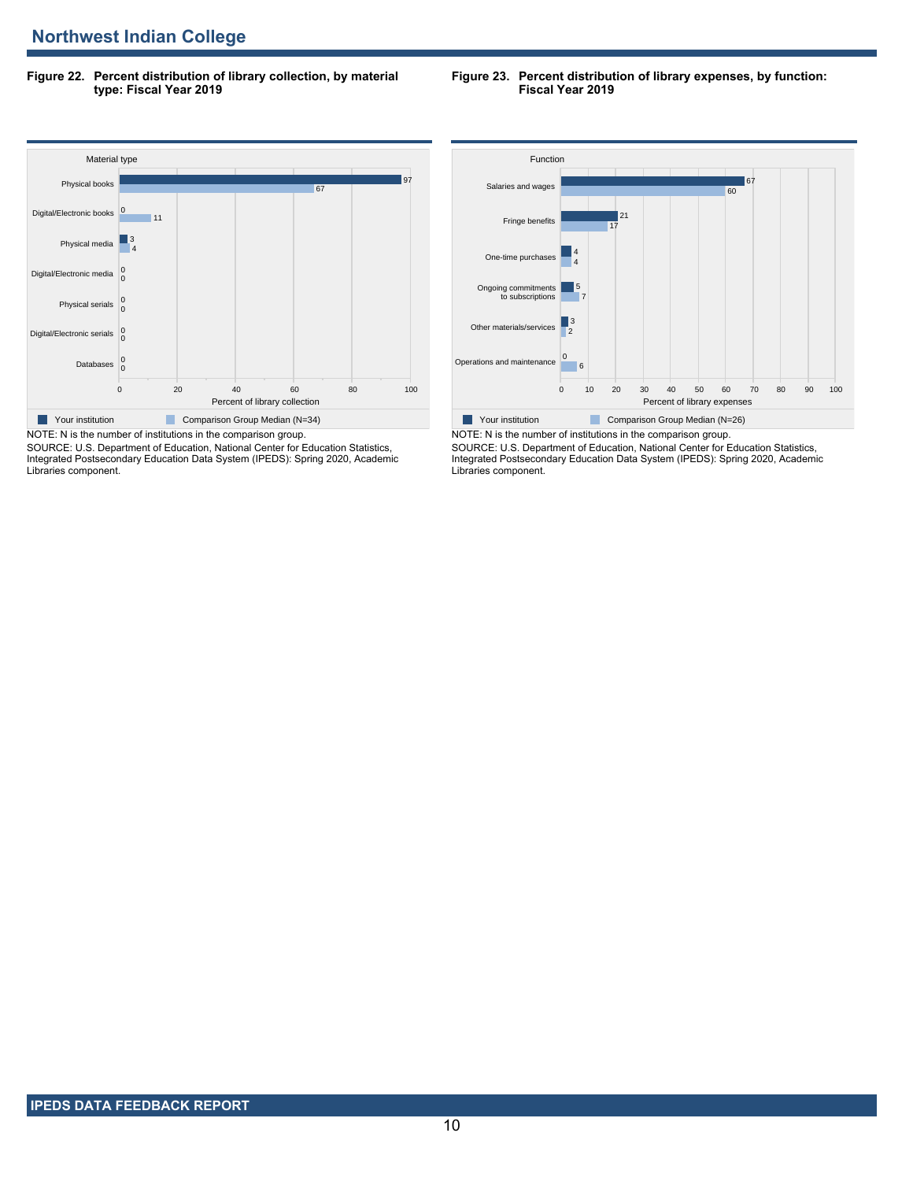## Northwest Indian College

**Figure 22. Percent distribution of library collection, by material type: Fiscal Year 2019**

| Material type | Your institution | Comparison Group Median (N=34) |
|---|---|---|
| Physical books | 97 | 67 |
| Digital/Electronic books | 0 | 11 |
| Physical media | 3 | 4 |
| Digital/Electronic media | 0 | 0 |
| Physical serials | 0 | 0 |
| Digital/Electronic serials | 0 | 0 |
| Databases | 0 | 0 |

Percent of library collection

NOTE: N is the number of institutions in the comparison group.
SOURCE: U.S. Department of Education, National Center for Education Statistics, Integrated Postsecondary Education Data System (IPEDS): Spring 2020, Academic Libraries component.

**Figure 23. Percent distribution of library expenses, by function: Fiscal Year 2019**

| Function | Your institution | Comparison Group Median (N=26) |
|---|---|---|
| Salaries and wages | 67 | 60 |
| Fringe benefits | 21 | 17 |
| One-time purchases | 4 | 4 |
| Ongoing commitments to subscriptions | 5 | 7 |
| Other materials/services | 3 | 2 |
| Operations and maintenance | 0 | 6 |

Percent of library expenses

NOTE: N is the number of institutions in the comparison group.
SOURCE: U.S. Department of Education, National Center for Education Statistics, Integrated Postsecondary Education Data System (IPEDS): Spring 2020, Academic Libraries component.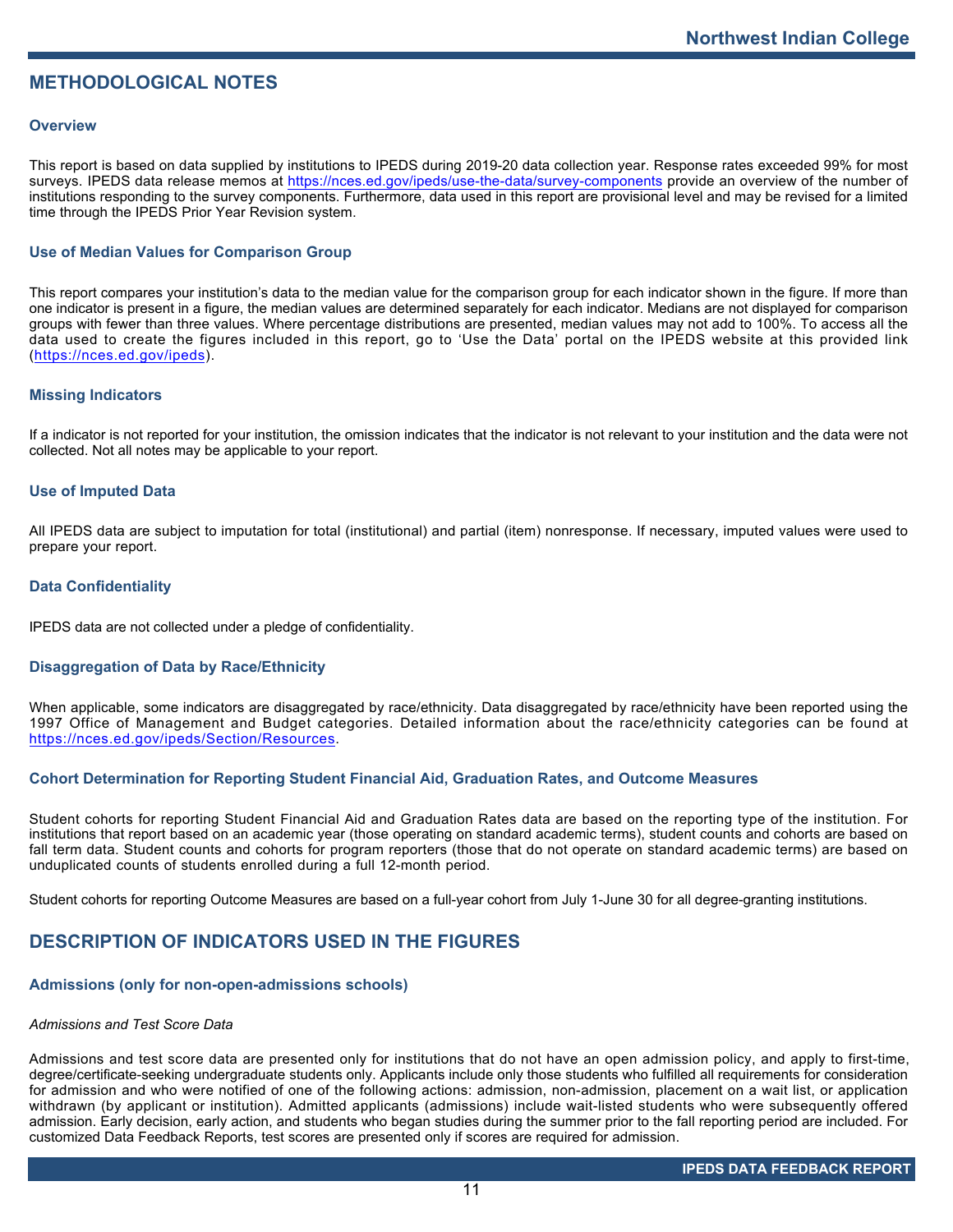## METHODOLOGICAL NOTES

### Overview

This report is based on data supplied by institutions to IPEDS during 2019-20 data collection year. Response rates exceeded 99% for most surveys. IPEDS data release memos at https://nces.ed.gov/ipeds/use-the-data/survey-components provide an overview of the number of institutions responding to the survey components. Furthermore, data used in this report are provisional level and may be revised for a limited time through the IPEDS Prior Year Revision system.

### Use of Median Values for Comparison Group

This report compares your institution's data to the median value for the comparison group for each indicator shown in the figure. If more than one indicator is present in a figure, the median values are determined separately for each indicator. Medians are not displayed for comparison groups with fewer than three values. Where percentage distributions are presented, median values may not add to 100%. To access all the data used to create the figures included in this report, go to 'Use the Data' portal on the IPEDS website at this provided link (https://nces.ed.gov/ipeds).

### Missing Indicators

If a indicator is not reported for your institution, the omission indicates that the indicator is not relevant to your institution and the data were not collected. Not all notes may be applicable to your report.

### Use of Imputed Data

All IPEDS data are subject to imputation for total (institutional) and partial (item) nonresponse. If necessary, imputed values were used to prepare your report.

### Data Confidentiality

IPEDS data are not collected under a pledge of confidentiality.

### Disaggregation of Data by Race/Ethnicity

When applicable, some indicators are disaggregated by race/ethnicity. Data disaggregated by race/ethnicity have been reported using the 1997 Office of Management and Budget categories. Detailed information about the race/ethnicity categories can be found at https://nces.ed.gov/ipeds/Section/Resources.

### Cohort Determination for Reporting Student Financial Aid, Graduation Rates, and Outcome Measures

Student cohorts for reporting Student Financial Aid and Graduation Rates data are based on the reporting type of the institution. For institutions that report based on an academic year (those operating on standard academic terms), student counts and cohorts are based on fall term data. Student counts and cohorts for program reporters (those that do not operate on standard academic terms) are based on unduplicated counts of students enrolled during a full 12-month period.

Student cohorts for reporting Outcome Measures are based on a full-year cohort from July 1-June 30 for all degree-granting institutions.

## DESCRIPTION OF INDICATORS USED IN THE FIGURES

### Admissions (only for non-open-admissions schools)

*Admissions and Test Score Data*

Admissions and test score data are presented only for institutions that do not have an open admission policy, and apply to first-time, degree/certificate-seeking undergraduate students only. Applicants include only those students who fulfilled all requirements for consideration for admission and who were notified of one of the following actions: admission, non-admission, placement on a wait list, or application withdrawn (by applicant or institution). Admitted applicants (admissions) include wait-listed students who were subsequently offered admission. Early decision, early action, and students who began studies during the summer prior to the fall reporting period are included. For customized Data Feedback Reports, test scores are presented only if scores are required for admission.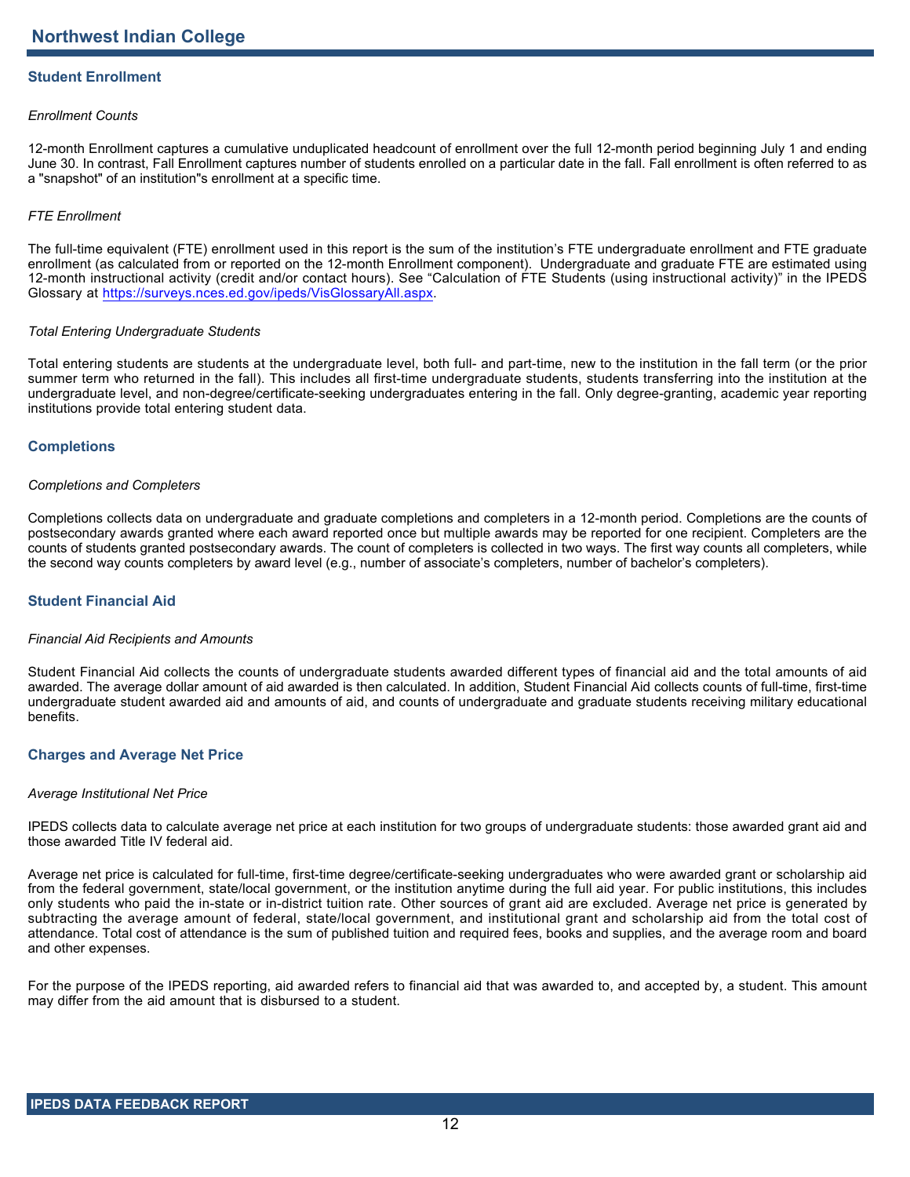# Northwest Indian College

## Student Enrollment

*Enrollment Counts*

12-month Enrollment captures a cumulative unduplicated headcount of enrollment over the full 12-month period beginning July 1 and ending June 30. In contrast, Fall Enrollment captures number of students enrolled on a particular date in the fall. Fall enrollment is often referred to as a "snapshot" of an institution"s enrollment at a specific time.

*FTE Enrollment*

The full-time equivalent (FTE) enrollment used in this report is the sum of the institution's FTE undergraduate enrollment and FTE graduate enrollment (as calculated from or reported on the 12-month Enrollment component). Undergraduate and graduate FTE are estimated using 12-month instructional activity (credit and/or contact hours). See "Calculation of FTE Students (using instructional activity)" in the IPEDS Glossary at https://surveys.nces.ed.gov/ipeds/VisGlossaryAll.aspx.

*Total Entering Undergraduate Students*

Total entering students are students at the undergraduate level, both full- and part-time, new to the institution in the fall term (or the prior summer term who returned in the fall). This includes all first-time undergraduate students, students transferring into the institution at the undergraduate level, and non-degree/certificate-seeking undergraduates entering in the fall. Only degree-granting, academic year reporting institutions provide total entering student data.

## Completions

*Completions and Completers*

Completions collects data on undergraduate and graduate completions and completers in a 12-month period. Completions are the counts of postsecondary awards granted where each award reported once but multiple awards may be reported for one recipient. Completers are the counts of students granted postsecondary awards. The count of completers is collected in two ways. The first way counts all completers, while the second way counts completers by award level (e.g., number of associate's completers, number of bachelor's completers).

## Student Financial Aid

*Financial Aid Recipients and Amounts*

Student Financial Aid collects the counts of undergraduate students awarded different types of financial aid and the total amounts of aid awarded. The average dollar amount of aid awarded is then calculated. In addition, Student Financial Aid collects counts of full-time, first-time undergraduate student awarded aid and amounts of aid, and counts of undergraduate and graduate students receiving military educational benefits.

## Charges and Average Net Price

*Average Institutional Net Price*

IPEDS collects data to calculate average net price at each institution for two groups of undergraduate students: those awarded grant aid and those awarded Title IV federal aid.

Average net price is calculated for full-time, first-time degree/certificate-seeking undergraduates who were awarded grant or scholarship aid from the federal government, state/local government, or the institution anytime during the full aid year. For public institutions, this includes only students who paid the in-state or in-district tuition rate. Other sources of grant aid are excluded. Average net price is generated by subtracting the average amount of federal, state/local government, and institutional grant and scholarship aid from the total cost of attendance. Total cost of attendance is the sum of published tuition and required fees, books and supplies, and the average room and board and other expenses.

For the purpose of the IPEDS reporting, aid awarded refers to financial aid that was awarded to, and accepted by, a student. This amount may differ from the aid amount that is disbursed to a student.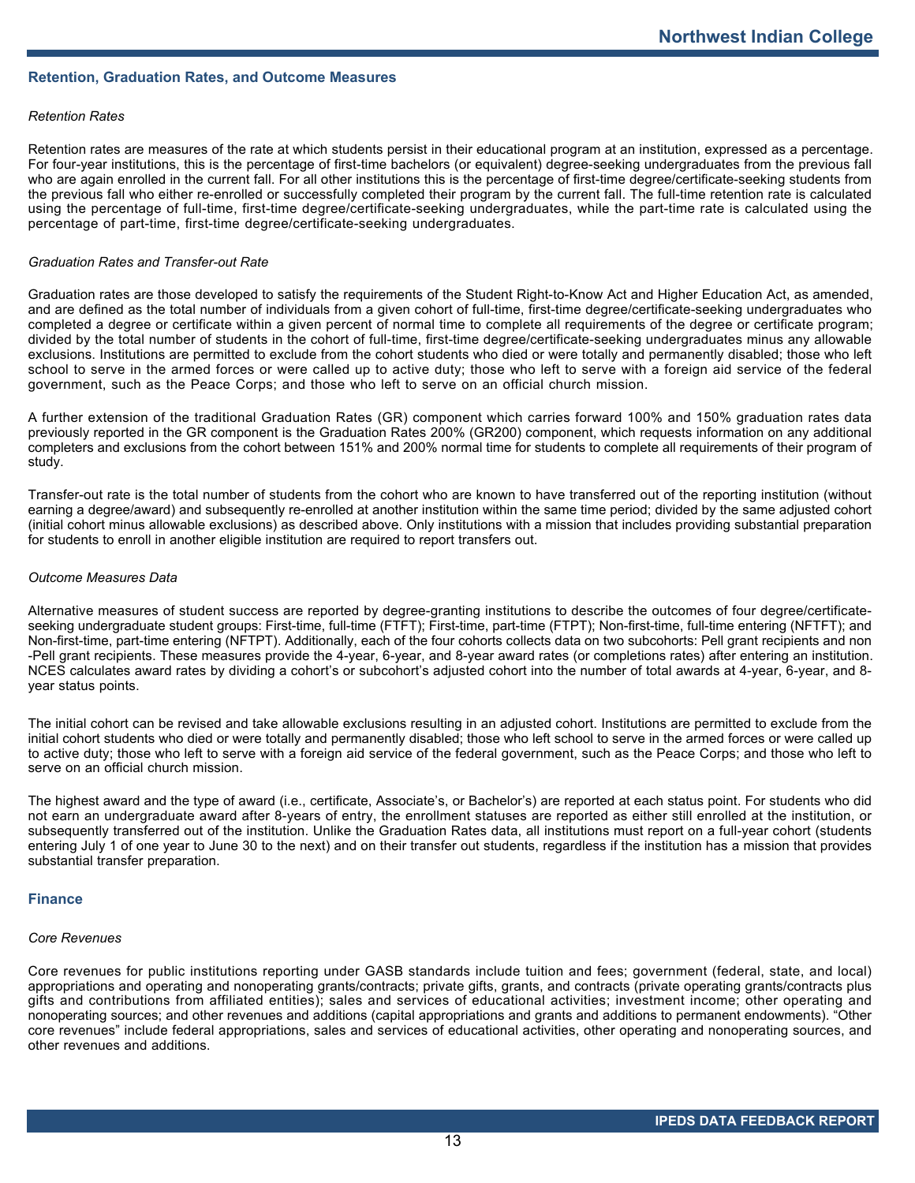## Retention, Graduation Rates, and Outcome Measures

*Retention Rates*

Retention rates are measures of the rate at which students persist in their educational program at an institution, expressed as a percentage. For four-year institutions, this is the percentage of first-time bachelors (or equivalent) degree-seeking undergraduates from the previous fall who are again enrolled in the current fall. For all other institutions this is the percentage of first-time degree/certificate-seeking students from the previous fall who either re-enrolled or successfully completed their program by the current fall. The full-time retention rate is calculated using the percentage of full-time, first-time degree/certificate-seeking undergraduates, while the part-time rate is calculated using the percentage of part-time, first-time degree/certificate-seeking undergraduates.

*Graduation Rates and Transfer-out Rate*

Graduation rates are those developed to satisfy the requirements of the Student Right-to-Know Act and Higher Education Act, as amended, and are defined as the total number of individuals from a given cohort of full-time, first-time degree/certificate-seeking undergraduates who completed a degree or certificate within a given percent of normal time to complete all requirements of the degree or certificate program; divided by the total number of students in the cohort of full-time, first-time degree/certificate-seeking undergraduates minus any allowable exclusions. Institutions are permitted to exclude from the cohort students who died or were totally and permanently disabled; those who left school to serve in the armed forces or were called up to active duty; those who left to serve with a foreign aid service of the federal government, such as the Peace Corps; and those who left to serve on an official church mission.

A further extension of the traditional Graduation Rates (GR) component which carries forward 100% and 150% graduation rates data previously reported in the GR component is the Graduation Rates 200% (GR200) component, which requests information on any additional completers and exclusions from the cohort between 151% and 200% normal time for students to complete all requirements of their program of study.

Transfer-out rate is the total number of students from the cohort who are known to have transferred out of the reporting institution (without earning a degree/award) and subsequently re-enrolled at another institution within the same time period; divided by the same adjusted cohort (initial cohort minus allowable exclusions) as described above. Only institutions with a mission that includes providing substantial preparation for students to enroll in another eligible institution are required to report transfers out.

*Outcome Measures Data*

Alternative measures of student success are reported by degree-granting institutions to describe the outcomes of four degree/certificate-seeking undergraduate student groups: First-time, full-time (FTFT); First-time, part-time (FTPT); Non-first-time, full-time entering (NFTFT); and Non-first-time, part-time entering (NFTPT). Additionally, each of the four cohorts collects data on two subcohorts: Pell grant recipients and non-Pell grant recipients. These measures provide the 4-year, 6-year, and 8-year award rates (or completions rates) after entering an institution. NCES calculates award rates by dividing a cohort's or subcohort's adjusted cohort into the number of total awards at 4-year, 6-year, and 8-year status points.

The initial cohort can be revised and take allowable exclusions resulting in an adjusted cohort. Institutions are permitted to exclude from the initial cohort students who died or were totally and permanently disabled; those who left school to serve in the armed forces or were called up to active duty; those who left to serve with a foreign aid service of the federal government, such as the Peace Corps; and those who left to serve on an official church mission.

The highest award and the type of award (i.e., certificate, Associate's, or Bachelor's) are reported at each status point. For students who did not earn an undergraduate award after 8-years of entry, the enrollment statuses are reported as either still enrolled at the institution, or subsequently transferred out of the institution. Unlike the Graduation Rates data, all institutions must report on a full-year cohort (students entering July 1 of one year to June 30 to the next) and on their transfer out students, regardless if the institution has a mission that provides substantial transfer preparation.

## Finance

*Core Revenues*

Core revenues for public institutions reporting under GASB standards include tuition and fees; government (federal, state, and local) appropriations and operating and nonoperating grants/contracts; private gifts, grants, and contracts (private operating grants/contracts plus gifts and contributions from affiliated entities); sales and services of educational activities; investment income; other operating and nonoperating sources; and other revenues and additions (capital appropriations and grants and additions to permanent endowments). "Other core revenues" include federal appropriations, sales and services of educational activities, other operating and nonoperating sources, and other revenues and additions.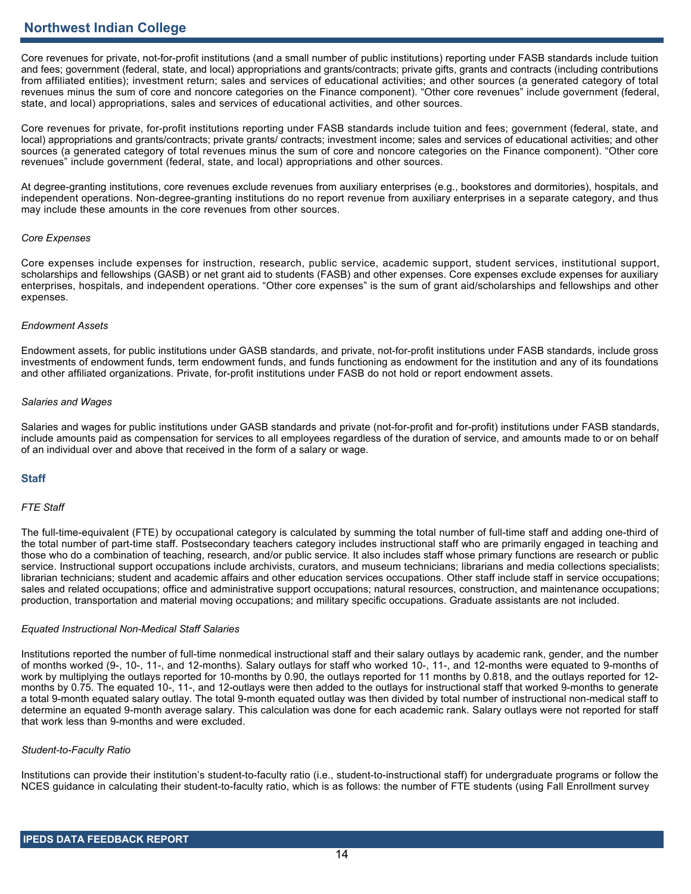Core revenues for private, not-for-profit institutions (and a small number of public institutions) reporting under FASB standards include tuition and fees; government (federal, state, and local) appropriations and grants/contracts; private gifts, grants and contracts (including contributions from affiliated entities); investment return; sales and services of educational activities; and other sources (a generated category of total revenues minus the sum of core and noncore categories on the Finance component). “Other core revenues” include government (federal, state, and local) appropriations, sales and services of educational activities, and other sources.

Core revenues for private, for-profit institutions reporting under FASB standards include tuition and fees; government (federal, state, and local) appropriations and grants/contracts; private grants/ contracts; investment income; sales and services of educational activities; and other sources (a generated category of total revenues minus the sum of core and noncore categories on the Finance component). “Other core revenues” include government (federal, state, and local) appropriations and other sources.

At degree-granting institutions, core revenues exclude revenues from auxiliary enterprises (e.g., bookstores and dormitories), hospitals, and independent operations. Non-degree-granting institutions do no report revenue from auxiliary enterprises in a separate category, and thus may include these amounts in the core revenues from other sources.

*Core Expenses*

Core expenses include expenses for instruction, research, public service, academic support, student services, institutional support, scholarships and fellowships (GASB) or net grant aid to students (FASB) and other expenses. Core expenses exclude expenses for auxiliary enterprises, hospitals, and independent operations. “Other core expenses” is the sum of grant aid/scholarships and fellowships and other expenses.

*Endowment Assets*

Endowment assets, for public institutions under GASB standards, and private, not-for-profit institutions under FASB standards, include gross investments of endowment funds, term endowment funds, and funds functioning as endowment for the institution and any of its foundations and other affiliated organizations. Private, for-profit institutions under FASB do not hold or report endowment assets.

*Salaries and Wages*

Salaries and wages for public institutions under GASB standards and private (not-for-profit and for-profit) institutions under FASB standards, include amounts paid as compensation for services to all employees regardless of the duration of service, and amounts made to or on behalf of an individual over and above that received in the form of a salary or wage.

## Staff

*FTE Staff*

The full-time-equivalent (FTE) by occupational category is calculated by summing the total number of full-time staff and adding one-third of the total number of part-time staff. Postsecondary teachers category includes instructional staff who are primarily engaged in teaching and those who do a combination of teaching, research, and/or public service. It also includes staff whose primary functions are research or public service. Instructional support occupations include archivists, curators, and museum technicians; librarians and media collections specialists; librarian technicians; student and academic affairs and other education services occupations. Other staff include staff in service occupations; sales and related occupations; office and administrative support occupations; natural resources, construction, and maintenance occupations; production, transportation and material moving occupations; and military specific occupations. Graduate assistants are not included.

*Equated Instructional Non-Medical Staff Salaries*

Institutions reported the number of full-time nonmedical instructional staff and their salary outlays by academic rank, gender, and the number of months worked (9-, 10-, 11-, and 12-months). Salary outlays for staff who worked 10-, 11-, and 12-months were equated to 9-months of work by multiplying the outlays reported for 10-months by 0.90, the outlays reported for 11 months by 0.818, and the outlays reported for 12-months by 0.75. The equated 10-, 11-, and 12-outlays were then added to the outlays for instructional staff that worked 9-months to generate a total 9-month equated salary outlay. The total 9-month equated outlay was then divided by total number of instructional non-medical staff to determine an equated 9-month average salary. This calculation was done for each academic rank. Salary outlays were not reported for staff that work less than 9-months and were excluded.

*Student-to-Faculty Ratio*

Institutions can provide their institution’s student-to-faculty ratio (i.e., student-to-instructional staff) for undergraduate programs or follow the NCES guidance in calculating their student-to-faculty ratio, which is as follows: the number of FTE students (using Fall Enrollment survey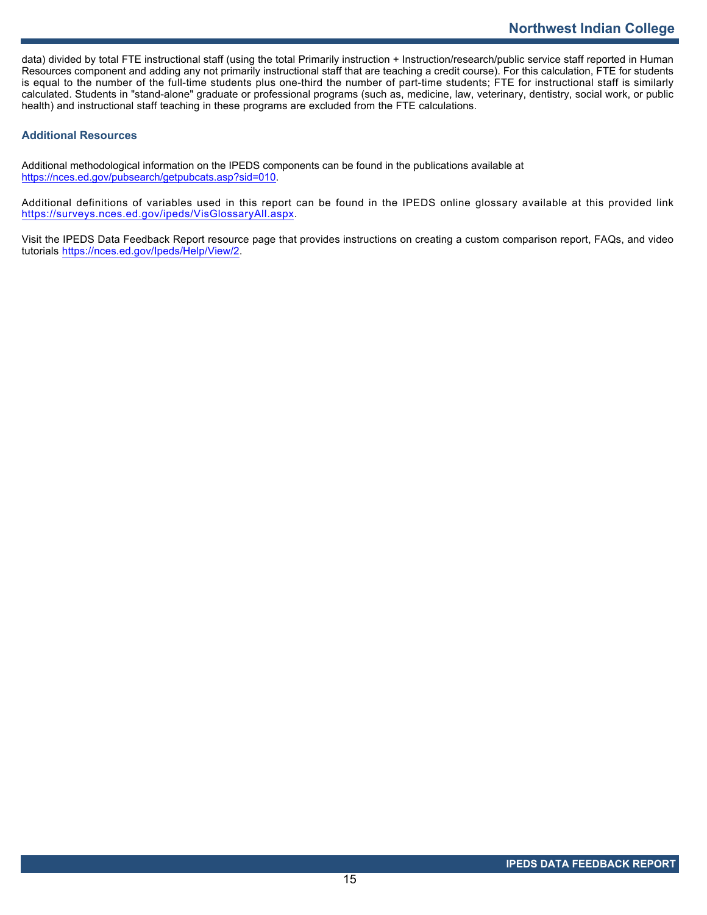data) divided by total FTE instructional staff (using the total Primarily instruction + Instruction/research/public service staff reported in Human Resources component and adding any not primarily instructional staff that are teaching a credit course). For this calculation, FTE for students is equal to the number of the full-time students plus one-third the number of part-time students; FTE for instructional staff is similarly calculated. Students in "stand-alone" graduate or professional programs (such as, medicine, law, veterinary, dentistry, social work, or public health) and instructional staff teaching in these programs are excluded from the FTE calculations.

### Additional Resources

Additional methodological information on the IPEDS components can be found in the publications available at https://nces.ed.gov/pubsearch/getpubcats.asp?sid=010.

Additional definitions of variables used in this report can be found in the IPEDS online glossary available at this provided link https://surveys.nces.ed.gov/ipeds/VisGlossaryAll.aspx.

Visit the IPEDS Data Feedback Report resource page that provides instructions on creating a custom comparison report, FAQs, and video tutorials https://nces.ed.gov/Ipeds/Help/View/2.